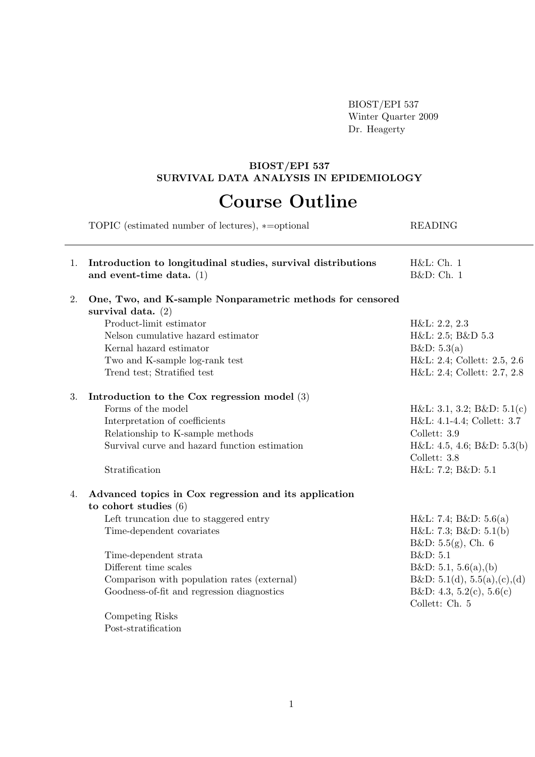BIOST/EPI 537
Winter Quarter 2009
Dr. Heagerty

**BIOST/EPI 537**
**SURVIVAL DATA ANALYSIS IN EPIDEMIOLOGY**

# Course Outline

| TOPIC (estimated number of lectures), ∗=optional | READING |
|---|---|
| 1. **Introduction to longitudinal studies, survival distributions and event-time data.** (1) | H&L: Ch. 1<br>B&D: Ch. 1 |
| 2. **One, Two, and K-sample Nonparametric methods for censored survival data.** (2) | |
| Product-limit estimator | H&L: 2.2, 2.3 |
| Nelson cumulative hazard estimator | H&L: 2.5; B&D 5.3 |
| Kernal hazard estimator | B&D: 5.3(a) |
| Two and K-sample log-rank test | H&L: 2.4; Collett: 2.5, 2.6 |
| Trend test; Stratified test | H&L: 2.4; Collett: 2.7, 2.8 |
| 3. **Introduction to the Cox regression model** (3) | |
| Forms of the model | H&L: 3.1, 3.2; B&D: 5.1(c) |
| Interpretation of coefficients | H&L: 4.1-4.4; Collett: 3.7 |
| Relationship to K-sample methods | Collett: 3.9 |
| Survival curve and hazard function estimation | H&L: 4.5, 4.6; B&D: 5.3(b)<br>Collett: 3.8 |
| Stratification | H&L: 7.2; B&D: 5.1 |
| 4. **Advanced topics in Cox regression and its application to cohort studies** (6) | |
| Left truncation due to staggered entry | H&L: 7.4; B&D: 5.6(a) |
| Time-dependent covariates | H&L: 7.3; B&D: 5.1(b)<br>B&D: 5.5(g), Ch. 6 |
| Time-dependent strata | B&D: 5.1 |
| Different time scales | B&D: 5.1, 5.6(a),(b) |
| Comparison with population rates (external) | B&D: 5.1(d), 5.5(a),(c),(d) |
| Goodness-of-fit and regression diagnostics | B&D: 4.3, 5.2(c), 5.6(c)<br>Collett: Ch. 5 |
| Competing Risks | |
| Post-stratification | |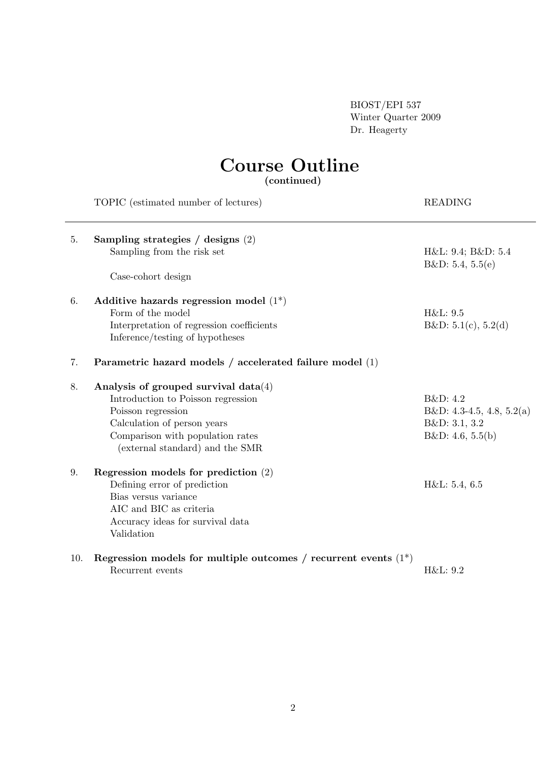BIOST/EPI 537
Winter Quarter 2009
Dr. Heagerty

# Course Outline
**(continued)**

| TOPIC (estimated number of lectures) | READING |
|---|---|
| 5. **Sampling strategies / designs** (2) | |
| Sampling from the risk set | H&L: 9.4; B&D: 5.4 |
| | B&D: 5.4, 5.5(e) |
| Case-cohort design | |
| 6. **Additive hazards regression model** (1*) | |
| Form of the model | H&L: 9.5 |
| Interpretation of regression coefficients | B&D: 5.1(c), 5.2(d) |
| Inference/testing of hypotheses | |
| 7. **Parametric hazard models / accelerated failure model** (1) | |
| 8. **Analysis of grouped survival data**(4) | |
| Introduction to Poisson regression | B&D: 4.2 |
| Poisson regression | B&D: 4.3-4.5, 4.8, 5.2(a) |
| Calculation of person years | B&D: 3.1, 3.2 |
| Comparison with population rates (external standard) and the SMR | B&D: 4.6, 5.5(b) |
| 9. **Regression models for prediction** (2) | |
| Defining error of prediction | H&L: 5.4, 6.5 |
| Bias versus variance | |
| AIC and BIC as criteria | |
| Accuracy ideas for survival data | |
| Validation | |
| 10. **Regression models for multiple outcomes / recurrent events** (1*) | |
| Recurrent events | H&L: 9.2 |